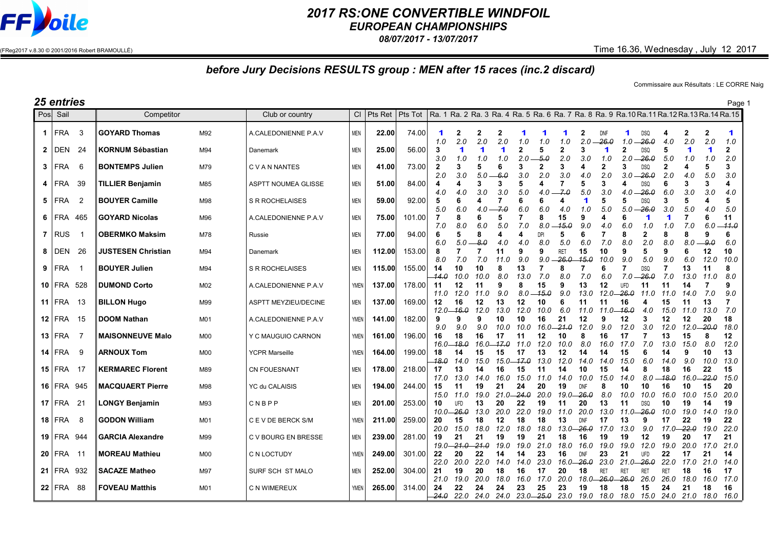# 2017 RS:ONE CONVERTIBLE WINDFOIL
## EUROPEAN CHAMPIONSHIPS
### 08/07/2017 - 13/07/2017

(FReg2017 v.8.30 © 2001/2016 Robert BRAMOULLÉ)

Time 16.36, Wednesday , July 12 2017

## before Jury Decisions RESULTS group : MEN after 15 races (inc.2 discard)

Commissaire aux Résultats : LE CORRE Naig

**25 entries**

| Pos | Sail | Competitor | | Club or country | Cl | Pts Ret | Pts Tot | Ra. 1 | Ra. 2 | Ra. 3 | Ra. 4 | Ra. 5 | Ra. 6 | Ra. 7 | Ra. 8 | Ra. 9 | Ra.10 | Ra.11 | Ra.12 | Ra.13 | Ra.14 | Ra.15 |
|---|---|---|---|---|---|---|---|---|---|---|---|---|---|---|---|---|---|---|---|---|---|---|
| 1 | FRA 3 | GOYARD Thomas | M92 | A.CALEDONIENNE P.A.V | MEN | 22.00 | 74.00 | 1 / 1.0 | 2 / 2.0 | 2 / 2.0 | 2 / 2.0 | 1 / 1.0 | 1 / 1.0 | 1 / 1.0 | 2 / 2.0 | DNF / ~~26.0~~ | 1 / 1.0 | DSQ / ~~26.0~~ | 4 / 4.0 | 2 / 2.0 | 2 / 2.0 | 1 / 1.0 |
| 2 | DEN 24 | KORNUM Sébastian | M94 | Danemark | MEN | 25.00 | 56.00 | 3 / 3.0 | 1 / 1.0 | 1 / 1.0 | 1 / 1.0 | 2 / 2.0 | 5 / ~~5.0~~ | 2 / 2.0 | 3 / 3.0 | 1 / 1.0 | 2 / 2.0 | DSQ / ~~26.0~~ | 5 / 5.0 | 1 / 1.0 | 1 / 1.0 | 2 / 2.0 |
| 3 | FRA 6 | BONTEMPS Julien | M79 | C V A N NANTES | MEN | 41.00 | 73.00 | 2 / 2.0 | 3 / 3.0 | 5 / 5.0 | 6 / ~~6.0~~ | 3 / 3.0 | 2 / 2.0 | 3 / 3.0 | 4 / 4.0 | 2 / 2.0 | 3 / 3.0 | DSQ / ~~26.0~~ | 2 / 2.0 | 4 / 4.0 | 5 / 5.0 | 3 / 3.0 |
| 4 | FRA 39 | TILLIER Benjamin | M85 | ASPTT NOUMEA GLISSE | MEN | 51.00 | 84.00 | 4 / 4.0 | 4 / 4.0 | 3 / 3.0 | 3 / 3.0 | 5 / 5.0 | 4 / 4.0 | 7 / ~~7.0~~ | 5 / 5.0 | 3 / 3.0 | 4 / 4.0 | DSQ / ~~26.0~~ | 6 / 6.0 | 3 / 3.0 | 3 / 3.0 | 4 / 4.0 |
| 5 | FRA 2 | BOUYER Camille | M98 | S R ROCHELAISES | MEN | 59.00 | 92.00 | 5 / 5.0 | 6 / 6.0 | 4 / 4.0 | 7 / ~~7.0~~ | 6 / 6.0 | 6 / 6.0 | 4 / 4.0 | 1 / 1.0 | 5 / 5.0 | 5 / 5.0 | DSQ / ~~26.0~~ | 3 / 3.0 | 5 / 5.0 | 4 / 4.0 | 5 / 5.0 |
| 6 | FRA 465 | GOYARD Nicolas | M96 | A.CALEDONIENNE P.A.V | MEN | 75.00 | 101.00 | 7 / 7.0 | 8 / 8.0 | 6 / 6.0 | 5 / 5.0 | 7 / 7.0 | 8 / 8.0 | 15 / ~~15.0~~ | 9 / 9.0 | 4 / 4.0 | 6 / 6.0 | 1 / 1.0 | 1 / 1.0 | 7 / 7.0 | 6 / 6.0 | 11 / ~~11.0~~ |
| 7 | RUS 1 | OBERMKO Maksim | M78 | Russie | MEN | 77.00 | 94.00 | 6 / 6.0 | 5 / 5.0 | 8 / ~~8.0~~ | 4 / 4.0 | 4 / 4.0 | DPI / 8.0 | 5 / 5.0 | 6 / 6.0 | 7 / 7.0 | 8 / 8.0 | 2 / 2.0 | 8 / 8.0 | 8 / 8.0 | 9 / ~~9.0~~ | 6 / 6.0 |
| 8 | DEN 26 | JUSTESEN Christian | M94 | Danemark | MEN | 112.00 | 153.00 | 8 / 8.0 | 7 / 7.0 | 7 / 7.0 | 11 / 11.0 | 9 / 9.0 | 9 / 9.0 | RET / ~~26.0~~ | 15 / ~~15.0~~ | 10 / 10.0 | 9 / 9.0 | 5 / 5.0 | 9 / 9.0 | 6 / 6.0 | 12 / 12.0 | 10 / 10.0 |
| 9 | FRA 1 | BOUYER Julien | M94 | S R ROCHELAISES | MEN | 115.00 | 155.00 | 14 / ~~14.0~~ | 10 / 10.0 | 10 / 10.0 | 8 / 8.0 | 13 / 13.0 | 7 / 7.0 | 8 / 8.0 | 7 / 7.0 | 6 / 6.0 | 7 / 7.0 | DSQ / ~~26.0~~ | 7 / 7.0 | 13 / 13.0 | 11 / 11.0 | 8 / 8.0 |
| 10 | FRA 528 | DUMOND Corto | M02 | A.CALEDONIENNE P.A.V | YMEN | 137.00 | 178.00 | 11 / 11.0 | 12 / 12.0 | 11 / 11.0 | 9 / 9.0 | 8 / 8.0 | 15 / ~~15.0~~ | 9 / 9.0 | 13 / 13.0 | 12 / 12.0 | UFD / ~~26.0~~ | 11 / 11.0 | 11 / 11.0 | 14 / 14.0 | 7 / 7.0 | 9 / 9.0 |
| 11 | FRA 13 | BILLON Hugo | M99 | ASPTT MEYZIEU/DECINE | MEN | 137.00 | 169.00 | 12 / 12.0 | 16 / ~~16.0~~ | 12 / 12.0 | 13 / 13.0 | 12 / 12.0 | 10 / 10.0 | 6 / 6.0 | 11 / 11.0 | 11 / 11.0 | 16 / ~~16.0~~ | 4 / 4.0 | 15 / 15.0 | 11 / 11.0 | 13 / 13.0 | 7 / 7.0 |
| 12 | FRA 15 | DOOM Nathan | M01 | A.CALEDONIENNE P.A.V | YMEN | 141.00 | 182.00 | 9 / 9.0 | 9 / 9.0 | 9 / 9.0 | 10 / 10.0 | 10 / 10.0 | 16 / 16.0 | 21 / ~~21.0~~ | 12 / 12.0 | 9 / 9.0 | 12 / 12.0 | 3 / 3.0 | 12 / 12.0 | 12 / 12.0 | 20 / ~~20.0~~ | 18 / 18.0 |
| 13 | FRA 7 | MAISONNEUVE Malo | M00 | Y C MAUGUIO CARNON | YMEN | 161.00 | 196.00 | 16 / 16.0 | 18 / ~~18.0~~ | 16 / 16.0 | 17 / ~~17.0~~ | 11 / 11.0 | 12 / 12.0 | 10 / 10.0 | 8 / 8.0 | 16 / 16.0 | 17 / 17.0 | 7 / 7.0 | 13 / 13.0 | 15 / 15.0 | 8 / 8.0 | 12 / 12.0 |
| 14 | FRA 9 | ARNOUX Tom | M00 | YCPR Marseille | YMEN | 164.00 | 199.00 | 18 / ~~18.0~~ | 14 / 14.0 | 15 / 15.0 | 15 / 15.0 | 17 / ~~17.0~~ | 13 / 13.0 | 12 / 12.0 | 14 / 14.0 | 14 / 14.0 | 15 / 15.0 | 6 / 6.0 | 14 / 14.0 | 9 / 9.0 | 10 / 10.0 | 13 / 13.0 |
| 15 | FRA 17 | KERMAREC Florent | M89 | CN FOUESNANT | MEN | 178.00 | 218.00 | 17 / 17.0 | 13 / 13.0 | 14 / 14.0 | 16 / 16.0 | 15 / 15.0 | 11 / 11.0 | 14 / 14.0 | 10 / 10.0 | 15 / 15.0 | 14 / 14.0 | 8 / 8.0 | 18 / ~~18.0~~ | 16 / 16.0 | 22 / ~~22.0~~ | 15 / 15.0 |
| 16 | FRA 945 | MACQUAERT Pierre | M98 | YC du CALAISIS | MEN | 194.00 | 244.00 | 15 / 15.0 | 11 / 11.0 | 19 / 19.0 | 21 / 21.0 | 24 / ~~24.0~~ | 20 / 20.0 | 19 / 19.0 | DNF / ~~26.0~~ | 8 / 8.0 | 10 / 10.0 | 10 / 10.0 | 16 / 16.0 | 10 / 10.0 | 15 / 15.0 | 20 / 20.0 |
| 17 | FRA 21 | LONGY Benjamin | M93 | C N B P P | MEN | 201.00 | 253.00 | 10 / 10.0 | UFD / ~~26.0~~ | 13 / 13.0 | 20 / 20.0 | 22 / 22.0 | 19 / 19.0 | 11 / 11.0 | 20 / 20.0 | 13 / 13.0 | 11 / 11.0 | DSQ / ~~26.0~~ | 10 / 10.0 | 19 / 19.0 | 14 / 14.0 | 19 / 19.0 |
| 18 | FRA 8 | GODON William | M01 | C E V DE BERCK S/M | YMEN | 211.00 | 259.00 | 20 / 20.0 | 15 / 15.0 | 18 / 18.0 | 12 / 12.0 | 18 / 18.0 | 18 / 18.0 | 13 / 13.0 | DNF / ~~26.0~~ | 17 / 17.0 | 13 / 13.0 | 9 / 9.0 | 17 / 17.0 | 22 / ~~22.0~~ | 19 / 19.0 | 22 / 22.0 |
| 19 | FRA 944 | GARCIA Alexandre | M99 | C V BOURG EN BRESSE | MEN | 239.00 | 281.00 | 19 / 19.0 | 21 / ~~21.0~~ | 21 / ~~21.0~~ | 19 / 19.0 | 19 / 19.0 | 21 / 21.0 | 18 / 18.0 | 16 / 16.0 | 19 / 19.0 | 19 / 19.0 | 12 / 12.0 | 19 / 19.0 | 20 / 20.0 | 17 / 17.0 | 21 / 21.0 |
| 20 | FRA 11 | MOREAU Mathieu | M00 | C N LOCTUDY | YMEN | 249.00 | 301.00 | 22 / 22.0 | 20 / 20.0 | 22 / 22.0 | 14 / 14.0 | 14 / 14.0 | 23 / 23.0 | 16 / 16.0 | DNF / ~~26.0~~ | 23 / 23.0 | 21 / 21.0 | UFD / ~~26.0~~ | 22 / 22.0 | 17 / 17.0 | 21 / 21.0 | 14 / 14.0 |
| 21 | FRA 932 | SACAZE Matheo | M97 | SURF SCH ST MALO | MEN | 252.00 | 304.00 | 21 / 21.0 | 19 / 19.0 | 20 / 20.0 | 18 / 18.0 | 16 / 16.0 | 17 / 17.0 | 20 / 20.0 | 18 / 18.0 | RET / ~~26.0~~ | RET / ~~26.0~~ | RET / 26.0 | RET / 26.0 | 18 / 18.0 | 16 / 16.0 | 17 / 17.0 |
| 22 | FRA 88 | FOVEAU Matthis | M01 | C N WIMEREUX | YMEN | 265.00 | 314.00 | 24 / ~~24.0~~ | 22 / 22.0 | 24 / 24.0 | 24 / 24.0 | 23 / 23.0 | 25 / ~~25.0~~ | 23 / 23.0 | 19 / 19.0 | 18 / 18.0 | 18 / 18.0 | 15 / 15.0 | 24 / 24.0 | 21 / 21.0 | 18 / 18.0 | 16 / 16.0 |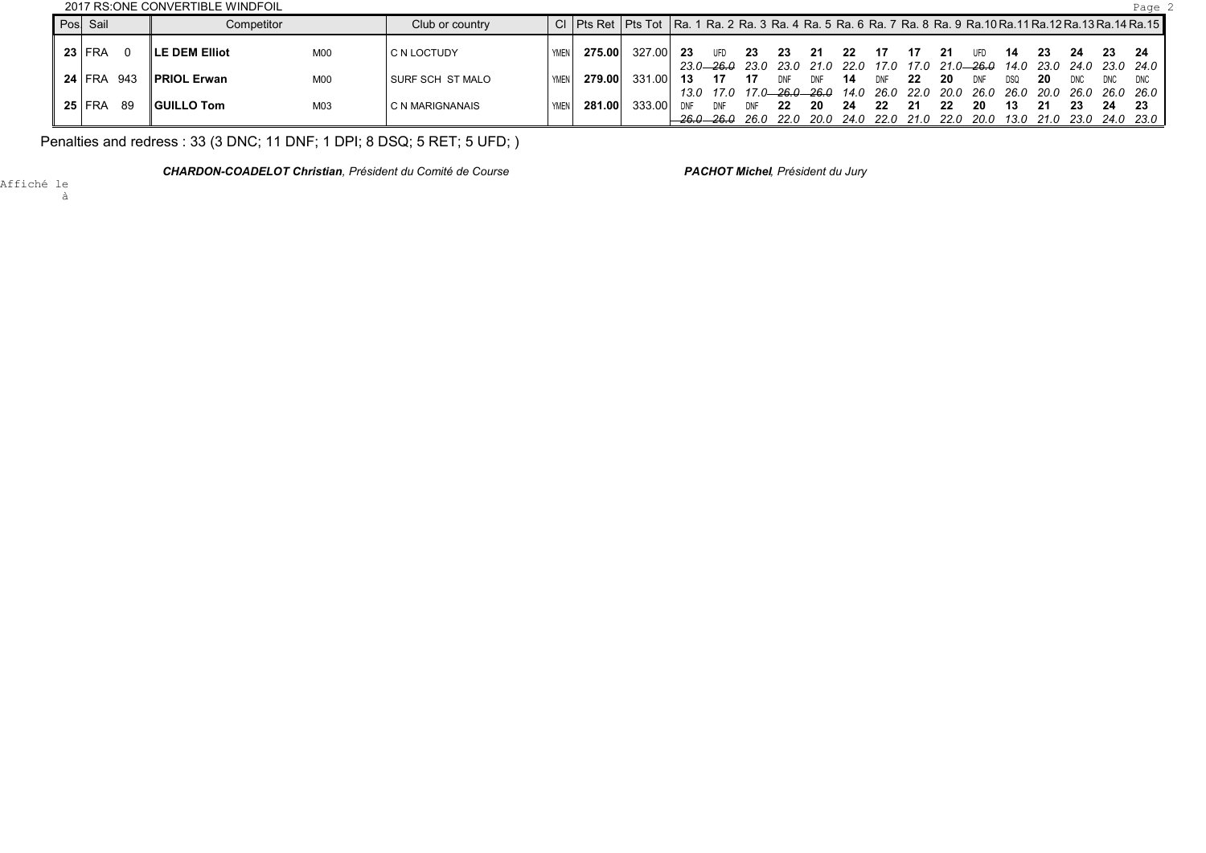2017 RS:ONE CONVERTIBLE WINDFOIL

| Pos | Sail | Competitor | | Club or country | Cl | Pts Ret | Pts Tot | Ra. 1 | Ra. 2 | Ra. 3 | Ra. 4 | Ra. 5 | Ra. 6 | Ra. 7 | Ra. 8 | Ra. 9 | Ra.10 | Ra.11 | Ra.12 | Ra.13 | Ra.14 | Ra.15 |
|---|---|---|---|---|---|---|---|---|---|---|---|---|---|---|---|---|---|---|---|---|---|---|
| 23 | FRA 0 | **LE DEM Elliot** | M00 | C N LOCTUDY | YMEN | 275.00 | 327.00 | **23** 23.0 | UFD ~~26.0~~ | **23** 23.0 | **23** 23.0 | **21** 21.0 | **22** 22.0 | **17** 17.0 | **17** 17.0 | **21** 21.0 | UFD ~~26.0~~ | **14** 14.0 | **23** 23.0 | **24** 24.0 | **23** 23.0 | **24** 24.0 |
| 24 | FRA 943 | **PRIOL Erwan** | M00 | SURF SCH ST MALO | YMEN | 279.00 | 331.00 | **13** 13.0 | **17** 17.0 | **17** 17.0 | DNF ~~26.0~~ | DNF ~~26.0~~ | **14** 14.0 | DNF 26.0 | **22** 22.0 | **20** 20.0 | DNF 26.0 | DSQ 26.0 | **20** 20.0 | DNC 26.0 | DNC 26.0 | DNC 26.0 |
| 25 | FRA 89 | **GUILLO Tom** | M03 | C N MARIGNANAIS | YMEN | 281.00 | 333.00 | DNF ~~26.0~~ | DNF ~~26.0~~ | DNF 26.0 | **22** 22.0 | **20** 20.0 | **24** 24.0 | **22** 22.0 | **21** 21.0 | **22** 22.0 | **20** 20.0 | **13** 13.0 | **21** 21.0 | **23** 23.0 | **24** 24.0 | **23** 23.0 |

Penalties and redress : 33 (3 DNC; 11 DNF; 1 DPI; 8 DSQ; 5 RET; 5 UFD; )

***CHARDON-COADELOT Christian**, Président du Comité de Course*

***PACHOT Michel**, Président du Jury*

Affiché le
à